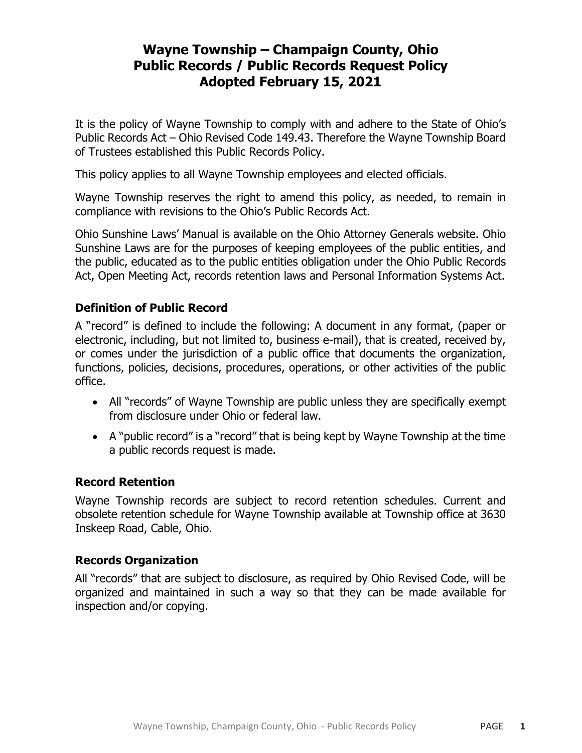# Wayne Township – Champaign County, Ohio
# Public Records / Public Records Request Policy
# Adopted February 15, 2021

It is the policy of Wayne Township to comply with and adhere to the State of Ohio's Public Records Act – Ohio Revised Code 149.43. Therefore the Wayne Township Board of Trustees established this Public Records Policy.

This policy applies to all Wayne Township employees and elected officials.

Wayne Township reserves the right to amend this policy, as needed, to remain in compliance with revisions to the Ohio's Public Records Act.

Ohio Sunshine Laws' Manual is available on the Ohio Attorney Generals website. Ohio Sunshine Laws are for the purposes of keeping employees of the public entities, and the public, educated as to the public entities obligation under the Ohio Public Records Act, Open Meeting Act, records retention laws and Personal Information Systems Act.

## Definition of Public Record

A "record" is defined to include the following: A document in any format, (paper or electronic, including, but not limited to, business e-mail), that is created, received by, or comes under the jurisdiction of a public office that documents the organization, functions, policies, decisions, procedures, operations, or other activities of the public office.

- All "records" of Wayne Township are public unless they are specifically exempt from disclosure under Ohio or federal law.
- A "public record" is a "record" that is being kept by Wayne Township at the time a public records request is made.

## Record Retention

Wayne Township records are subject to record retention schedules. Current and obsolete retention schedule for Wayne Township available at Township office at 3630 Inskeep Road, Cable, Ohio.

## Records Organization

All "records" that are subject to disclosure, as required by Ohio Revised Code, will be organized and maintained in such a way so that they can be made available for inspection and/or copying.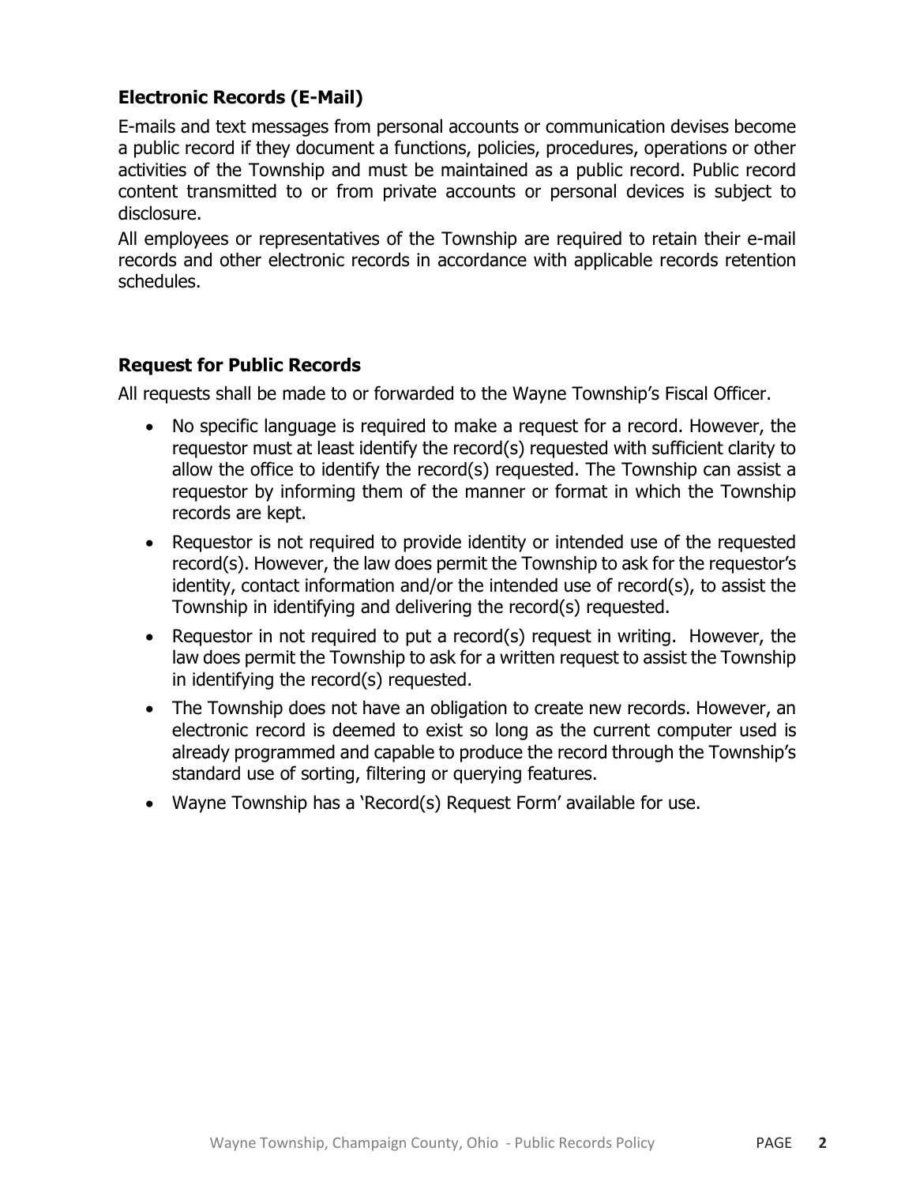### Electronic Records (E-Mail)

E-mails and text messages from personal accounts or communication devises become a public record if they document a functions, policies, procedures, operations or other activities of the Township and must be maintained as a public record. Public record content transmitted to or from private accounts or personal devices is subject to disclosure.

All employees or representatives of the Township are required to retain their e-mail records and other electronic records in accordance with applicable records retention schedules.

### Request for Public Records

All requests shall be made to or forwarded to the Wayne Township's Fiscal Officer.

- No specific language is required to make a request for a record. However, the requestor must at least identify the record(s) requested with sufficient clarity to allow the office to identify the record(s) requested. The Township can assist a requestor by informing them of the manner or format in which the Township records are kept.
- Requestor is not required to provide identity or intended use of the requested record(s). However, the law does permit the Township to ask for the requestor's identity, contact information and/or the intended use of record(s), to assist the Township in identifying and delivering the record(s) requested.
- Requestor in not required to put a record(s) request in writing. However, the law does permit the Township to ask for a written request to assist the Township in identifying the record(s) requested.
- The Township does not have an obligation to create new records. However, an electronic record is deemed to exist so long as the current computer used is already programmed and capable to produce the record through the Township's standard use of sorting, filtering or querying features.
- Wayne Township has a 'Record(s) Request Form' available for use.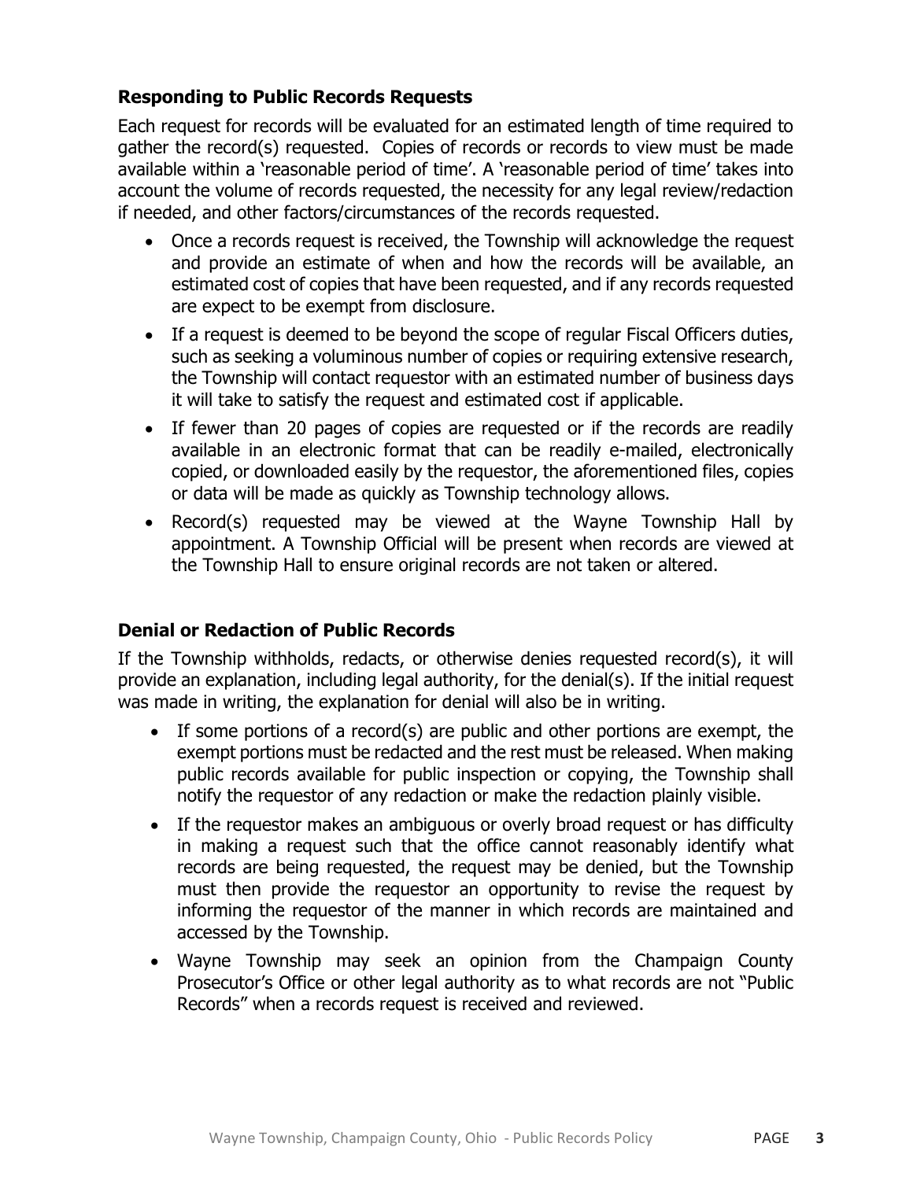### Responding to Public Records Requests

Each request for records will be evaluated for an estimated length of time required to gather the record(s) requested. Copies of records or records to view must be made available within a 'reasonable period of time'. A 'reasonable period of time' takes into account the volume of records requested, the necessity for any legal review/redaction if needed, and other factors/circumstances of the records requested.

- Once a records request is received, the Township will acknowledge the request and provide an estimate of when and how the records will be available, an estimated cost of copies that have been requested, and if any records requested are expect to be exempt from disclosure.
- If a request is deemed to be beyond the scope of regular Fiscal Officers duties, such as seeking a voluminous number of copies or requiring extensive research, the Township will contact requestor with an estimated number of business days it will take to satisfy the request and estimated cost if applicable.
- If fewer than 20 pages of copies are requested or if the records are readily available in an electronic format that can be readily e-mailed, electronically copied, or downloaded easily by the requestor, the aforementioned files, copies or data will be made as quickly as Township technology allows.
- Record(s) requested may be viewed at the Wayne Township Hall by appointment. A Township Official will be present when records are viewed at the Township Hall to ensure original records are not taken or altered.

### Denial or Redaction of Public Records

If the Township withholds, redacts, or otherwise denies requested record(s), it will provide an explanation, including legal authority, for the denial(s). If the initial request was made in writing, the explanation for denial will also be in writing.

- If some portions of a record(s) are public and other portions are exempt, the exempt portions must be redacted and the rest must be released. When making public records available for public inspection or copying, the Township shall notify the requestor of any redaction or make the redaction plainly visible.
- If the requestor makes an ambiguous or overly broad request or has difficulty in making a request such that the office cannot reasonably identify what records are being requested, the request may be denied, but the Township must then provide the requestor an opportunity to revise the request by informing the requestor of the manner in which records are maintained and accessed by the Township.
- Wayne Township may seek an opinion from the Champaign County Prosecutor's Office or other legal authority as to what records are not "Public Records" when a records request is received and reviewed.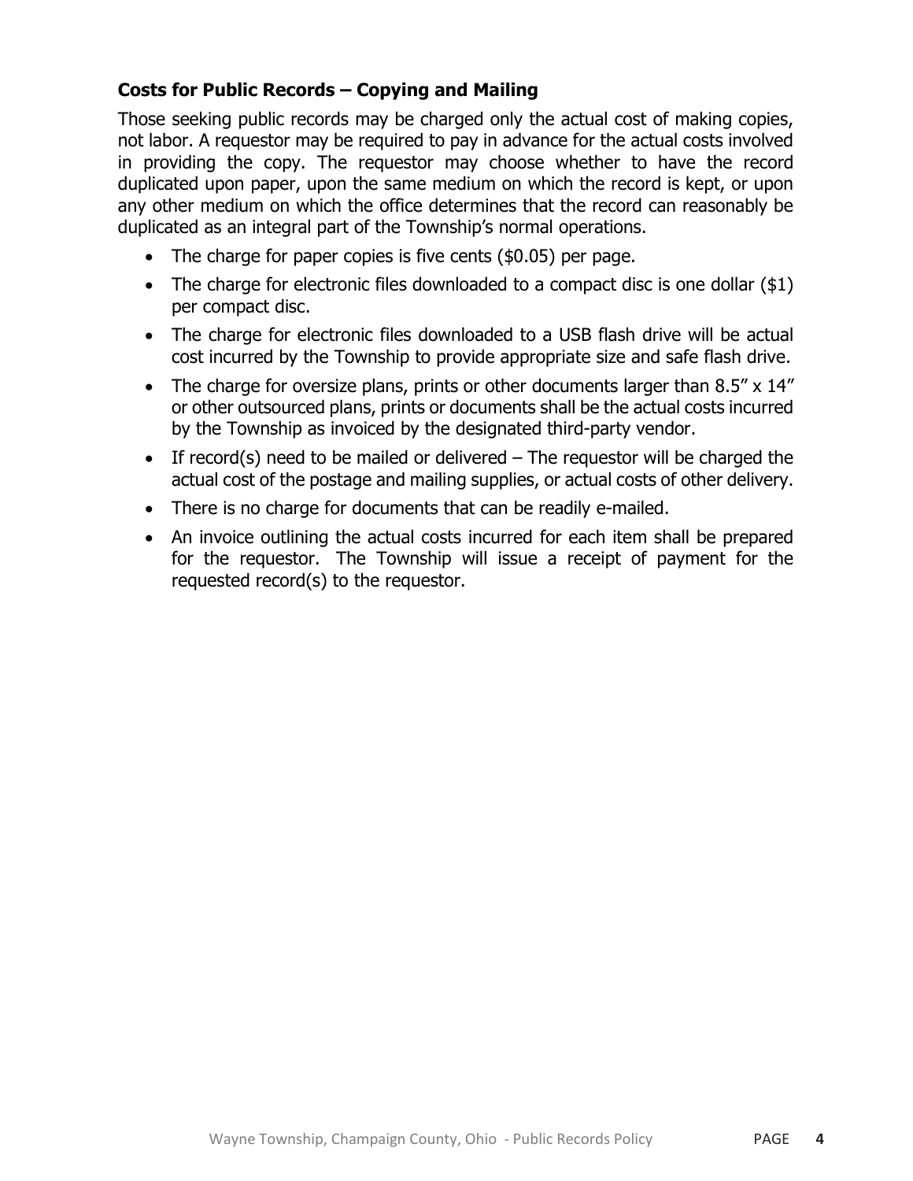### Costs for Public Records – Copying and Mailing

Those seeking public records may be charged only the actual cost of making copies, not labor. A requestor may be required to pay in advance for the actual costs involved in providing the copy. The requestor may choose whether to have the record duplicated upon paper, upon the same medium on which the record is kept, or upon any other medium on which the office determines that the record can reasonably be duplicated as an integral part of the Township's normal operations.

- The charge for paper copies is five cents ($0.05) per page.
- The charge for electronic files downloaded to a compact disc is one dollar ($1) per compact disc.
- The charge for electronic files downloaded to a USB flash drive will be actual cost incurred by the Township to provide appropriate size and safe flash drive.
- The charge for oversize plans, prints or other documents larger than 8.5" x 14" or other outsourced plans, prints or documents shall be the actual costs incurred by the Township as invoiced by the designated third-party vendor.
- If record(s) need to be mailed or delivered – The requestor will be charged the actual cost of the postage and mailing supplies, or actual costs of other delivery.
- There is no charge for documents that can be readily e-mailed.
- An invoice outlining the actual costs incurred for each item shall be prepared for the requestor. The Township will issue a receipt of payment for the requested record(s) to the requestor.